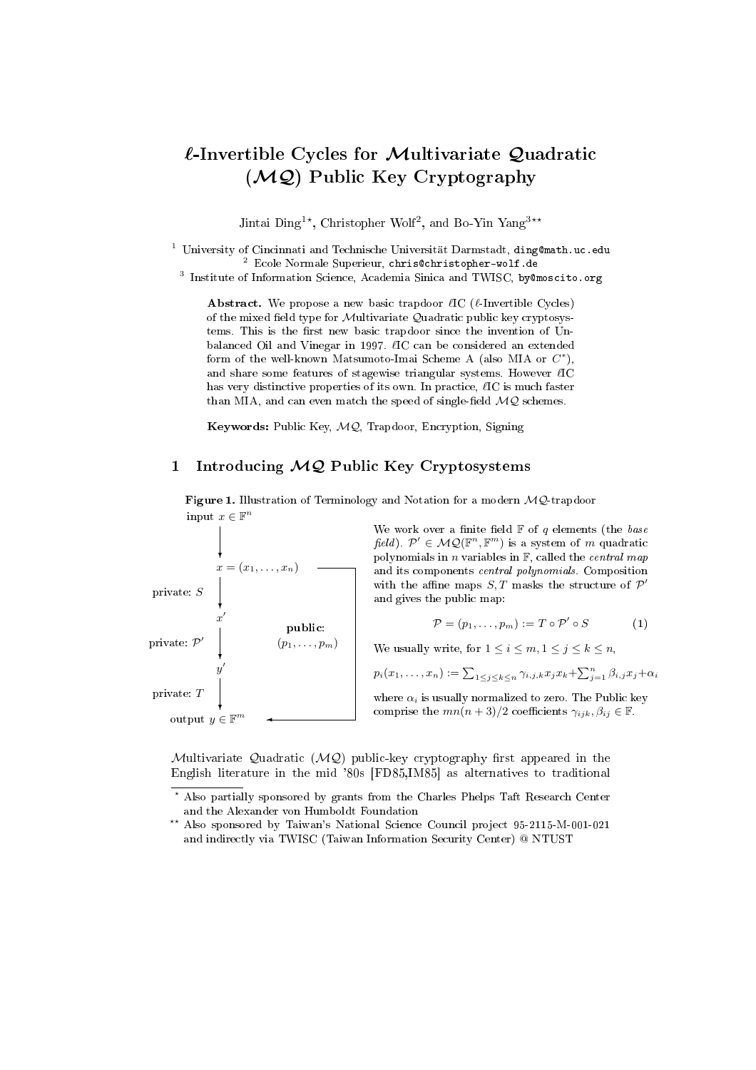# $\ell$-Invertible Cycles for $\mathcal{M}$ultivariate $\mathcal{Q}$uadratic ($\mathcal{MQ}$) Public Key Cryptography

Jintai Ding[1⋆], Christopher Wolf[2], and Bo-Yin Yang[3⋆⋆]

[1] University of Cincinnati and Technische Universität Darmstadt, ding@math.uc.edu
[2] Ecole Normale Superieur, chris@christopher-wolf.de
[3] Institute of Information Science, Academia Sinica and TWISC, by@moscito.org

**Abstract.** We propose a new basic trapdoor $\ell$IC ($\ell$-Invertible Cycles) of the mixed field type for $\mathcal{M}$ultivariate $\mathcal{Q}$uadratic public key cryptosystems. This is the first new basic trapdoor since the invention of Unbalanced Oil and Vinegar in 1997. $\ell$IC can be considered an extended form of the well-known Matsumoto-Imai Scheme A (also MIA or $C^*$), and share some features of stagewise triangular systems. However $\ell$IC has very distinctive properties of its own. In practice, $\ell$IC is much faster than MIA, and can even match the speed of single-field $\mathcal{MQ}$ schemes.

**Keywords:** Public Key, $\mathcal{MQ}$, Trapdoor, Encryption, Signing

## 1 Introducing $\mathcal{MQ}$ Public Key Cryptosystems

**Figure 1.** Illustration of Terminology and Notation for a modern $\mathcal{MQ}$-trapdoor

input $x \in \mathbb{F}^n$ → $x = (x_1, \ldots, x_n)$ → private: $S$ → $x'$ → private: $\mathcal{P}'$ → $y'$ → private: $T$ → output $y \in \mathbb{F}^m$; public: $(p_1, \ldots, p_m)$

We work over a finite field $\mathbb{F}$ of $q$ elements (the *base field*). $\mathcal{P}' \in \mathcal{MQ}(\mathbb{F}^n, \mathbb{F}^m)$ is a system of $m$ quadratic polynomials in $n$ variables in $\mathbb{F}$, called the *central map* and its components *central polynomials*. Composition with the affine maps $S, T$ masks the structure of $\mathcal{P}'$ and gives the public map:

$$\mathcal{P} = (p_1, \ldots, p_m) := T \circ \mathcal{P}' \circ S \qquad (1)$$

We usually write, for $1 \leq i \leq m, 1 \leq j \leq k \leq n$,

$p_i(x_1, \ldots, x_n) := \sum_{1 \leq j \leq k \leq n} \gamma_{i,j,k} x_j x_k + \sum_{j=1}^{n} \beta_{i,j} x_j + \alpha_i$

where $\alpha_i$ is usually normalized to zero. The Public key comprise the $mn(n+3)/2$ coefficients $\gamma_{ijk}, \beta_{ij} \in \mathbb{F}$.

$\mathcal{M}$ultivariate $\mathcal{Q}$uadratic ($\mathcal{MQ}$) public-key cryptography first appeared in the English literature in the mid '80s [FD85,IM85] as alternatives to traditional

⋆ Also partially sponsored by grants from the Charles Phelps Taft Research Center and the Alexander von Humboldt Foundation

⋆⋆ Also sponsored by Taiwan's National Science Council project 95-2115-M-001-021 and indirectly via TWISC (Taiwan Information Security Center) @ NTUST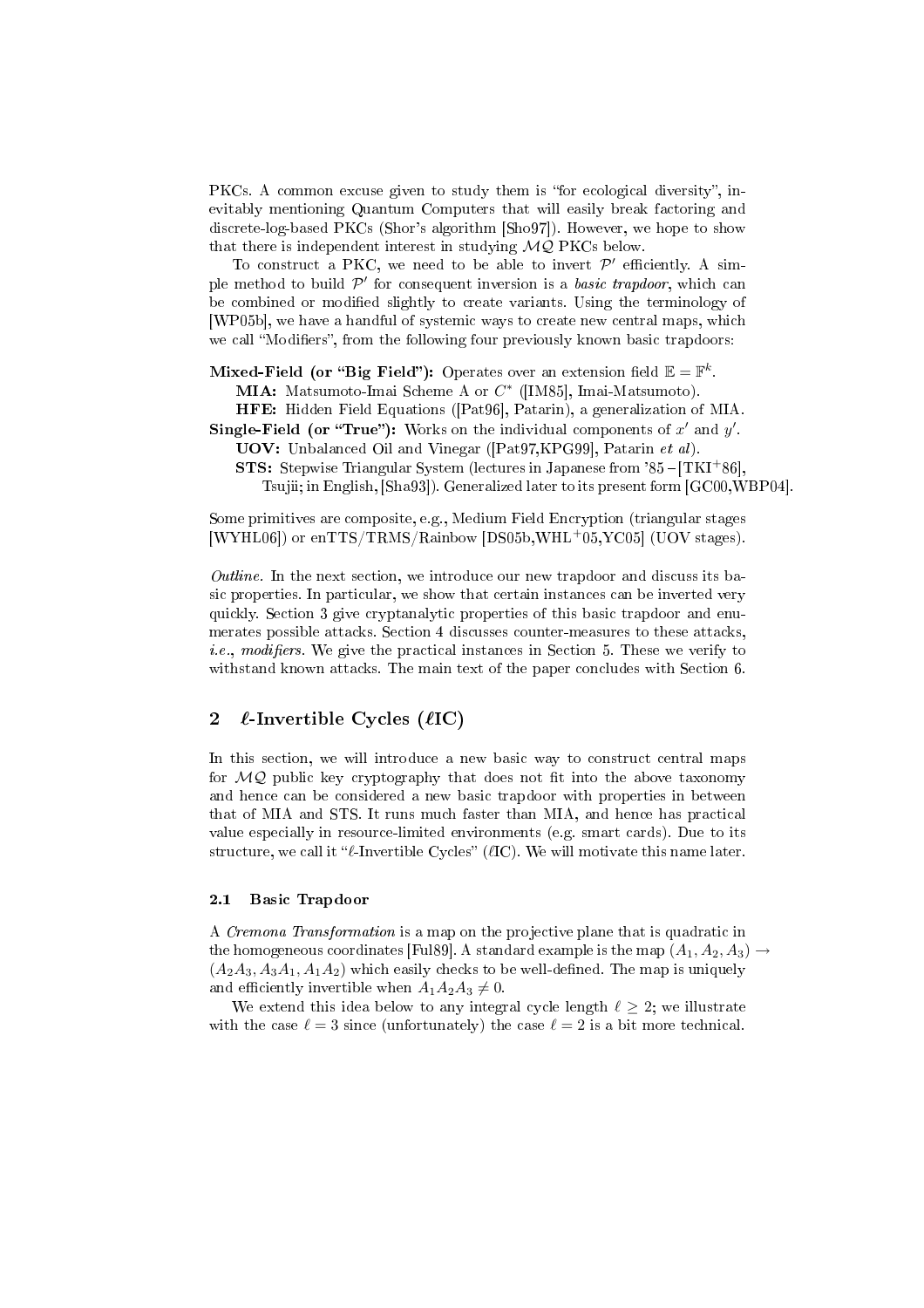PKCs. A common excuse given to study them is "for ecological diversity", inevitably mentioning Quantum Computers that will easily break factoring and discrete-log-based PKCs (Shor's algorithm [Sho97]). However, we hope to show that there is independent interest in studying $\mathcal{MQ}$ PKCs below.

To construct a PKC, we need to be able to invert $\mathcal{P}'$ efficiently. A simple method to build $\mathcal{P}'$ for consequent inversion is a *basic trapdoor*, which can be combined or modified slightly to create variants. Using the terminology of [WP05b], we have a handful of systemic ways to create new central maps, which we call "Modifiers", from the following four previously known basic trapdoors:

**Mixed-Field (or "Big Field"):** Operates over an extension field $\mathbb{E} = \mathbb{F}^k$.
- **MIA:** Matsumoto-Imai Scheme A or $C^*$ ([IM85], Imai-Matsumoto).
- **HFE:** Hidden Field Equations ([Pat96], Patarin), a generalization of MIA.

**Single-Field (or "True"):** Works on the individual components of $x'$ and $y'$.
- **UOV:** Unbalanced Oil and Vinegar ([Pat97,KPG99], Patarin *et al*).
- **STS:** Stepwise Triangular System (lectures in Japanese from '85 – [TKI+86], Tsujii; in English, [Sha93]). Generalized later to its present form [GC00,WBP04].

Some primitives are composite, e.g., Medium Field Encryption (triangular stages [WYHL06]) or enTTS/TRMS/Rainbow [DS05b,WHL+05,YC05] (UOV stages).

*Outline.* In the next section, we introduce our new trapdoor and discuss its basic properties. In particular, we show that certain instances can be inverted very quickly. Section 3 give cryptanalytic properties of this basic trapdoor and enumerates possible attacks. Section 4 discusses counter-measures to these attacks, *i.e.*, *modifiers*. We give the practical instances in Section 5. These we verify to withstand known attacks. The main text of the paper concludes with Section 6.

## 2 $\ell$-Invertible Cycles ($\ell$IC)

In this section, we will introduce a new basic way to construct central maps for $\mathcal{MQ}$ public key cryptography that does not fit into the above taxonomy and hence can be considered a new basic trapdoor with properties in between that of MIA and STS. It runs much faster than MIA, and hence has practical value especially in resource-limited environments (e.g. smart cards). Due to its structure, we call it "$\ell$-Invertible Cycles" ($\ell$IC). We will motivate this name later.

### 2.1 Basic Trapdoor

A *Cremona Transformation* is a map on the projective plane that is quadratic in the homogeneous coordinates [Ful89]. A standard example is the map $(A_1, A_2, A_3) \to (A_2A_3, A_3A_1, A_1A_2)$ which easily checks to be well-defined. The map is uniquely and efficiently invertible when $A_1A_2A_3 \neq 0$.

We extend this idea below to any integral cycle length $\ell \geq 2$; we illustrate with the case $\ell = 3$ since (unfortunately) the case $\ell = 2$ is a bit more technical.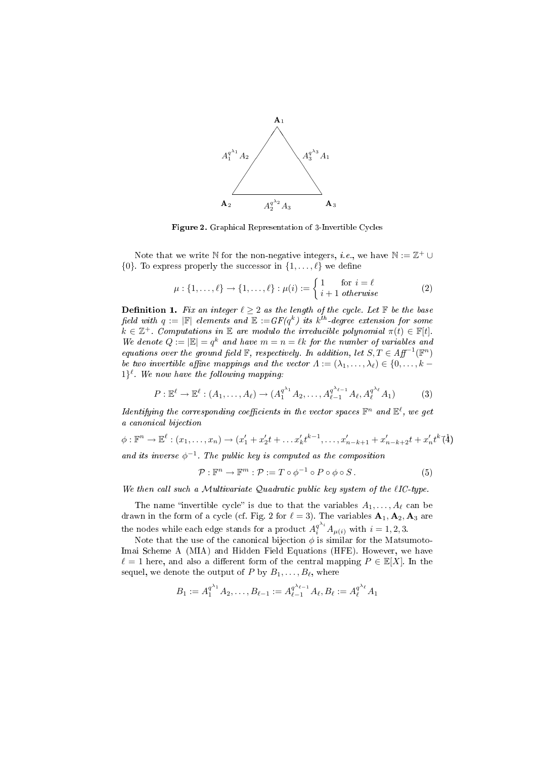Figure 2. Graphical Representation of 3-Invertible Cycles

Note that we write $\mathbb{N}$ for the non-negative integers, *i.e.*, we have $\mathbb{N} := \mathbb{Z}^+ \cup \{0\}$. To express properly the successor in $\{1, \ldots, \ell\}$ we define

$$\mu : \{1, \ldots, \ell\} \to \{1, \ldots, \ell\} : \mu(i) := \begin{cases} 1 & \text{for } i = \ell \\ i+1 & \text{otherwise} \end{cases} \tag{2}$$

**Definition 1.** *Fix an integer $\ell \geq 2$ as the length of the cycle. Let $\mathbb{F}$ be the base field with $q := |\mathbb{F}|$ elements and $\mathbb{E} := GF(q^k)$ its $k^{th}$-degree extension for some $k \in \mathbb{Z}^+$. Computations in $\mathbb{E}$ are modulo the irreducible polynomial $\pi(t) \in \mathbb{F}[t]$. We denote $Q := |\mathbb{E}| = q^k$ and have $m = n = \ell k$ for the number of variables and equations over the ground field $\mathbb{F}$, respectively. In addition, let $S, T \in \mathit{Aff}^{-1}(\mathbb{F}^n)$ be two invertible affine mappings and the vector $\Lambda := (\lambda_1, \ldots, \lambda_\ell) \in \{0, \ldots, k-1\}^\ell$. We now have the following mapping:*

$$P : \mathbb{E}^\ell \to \mathbb{E}^\ell : (A_1, \ldots, A_\ell) \to (A_1^{q^{\lambda_1}} A_2, \ldots, A_{\ell-1}^{q^{\lambda_{\ell-1}}} A_\ell, A_\ell^{q^{\lambda_\ell}} A_1) \tag{3}$$

*Identifying the corresponding coefficients in the vector spaces $\mathbb{F}^n$ and $\mathbb{E}^\ell$, we get a canonical bijection*

$$\phi : \mathbb{F}^n \to \mathbb{E}^\ell : (x_1, \ldots, x_n) \to (x'_1 + x'_2 t + \ldots x'_k t^{k-1}, \ldots, x'_{n-k+1} + x'_{n-k+2} t + x'_n t^{k-1}) \tag{4}$$

*and its inverse $\phi^{-1}$. The public key is computed as the composition*

$$\mathcal{P} : \mathbb{F}^n \to \mathbb{F}^m : \mathcal{P} := T \circ \phi^{-1} \circ P \circ \phi \circ S\,. \tag{5}$$

*We then call such a Multivariate Quadratic public key system of the $\ell$IC-type.*

The name "invertible cycle" is due to that the variables $A_1, \ldots, A_\ell$ can be drawn in the form of a cycle (cf. Fig. 2 for $\ell = 3$). The variables $\mathbf{A}_1, \mathbf{A}_2, \mathbf{A}_3$ are the nodes while each edge stands for a product $A_i^{q^{\lambda_i}} A_{\mu(i)}$ with $i = 1, 2, 3$.

Note that the use of the canonical bijection $\phi$ is similar for the Matsumoto-Imai Scheme A (MIA) and Hidden Field Equations (HFE). However, we have $\ell = 1$ here, and also a different form of the central mapping $P \in \mathbb{E}[X]$. In the sequel, we denote the output of $P$ by $B_1, \ldots, B_\ell$, where

$$B_1 := A_1^{q^{\lambda_1}} A_2, \ldots, B_{\ell-1} := A_{\ell-1}^{q^{\lambda_{\ell-1}}} A_\ell, B_\ell := A_\ell^{q^{\lambda_\ell}} A_1$$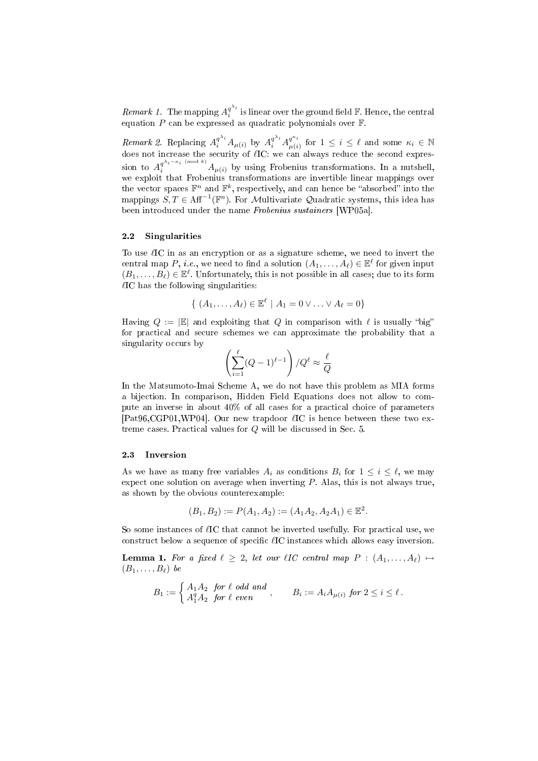*Remark 1.* The mapping $A_i^{q^{\lambda_i}}$ is linear over the ground field $\mathbb{F}$. Hence, the central equation $P$ can be expressed as quadratic polynomials over $\mathbb{F}$.

*Remark 2.* Replacing $A_i^{q^{\lambda_i}} A_{\mu(i)}$ by $A_i^{q^{\lambda_i}} A_{\mu(i)}^{q^{\kappa_i}}$ for $1 \leq i \leq \ell$ and some $\kappa_i \in \mathbb{N}$ does not increase the security of $\ell$IC: we can always reduce the second expression to $A_i^{q^{\lambda_i - \kappa_i \pmod k}} A_{\mu(i)}$ by using Frobenius transformations. In a nutshell, we exploit that Frobenius transformations are invertible linear mappings over the vector spaces $\mathbb{F}^n$ and $\mathbb{F}^k$, respectively, and can hence be "absorbed" into the mappings $S, T \in \mathrm{Aff}^{-1}(\mathbb{F}^n)$. For $\mathcal{M}$ultivariate $\mathcal{Q}$uadratic systems, this idea has been introduced under the name *Frobenius sustainers* [WP05a].

### 2.2 Singularities

To use $\ell$IC in as an encryption or as a signature scheme, we need to invert the central map $P$, *i.e.*, we need to find a solution $(A_1, \ldots, A_\ell) \in \mathbb{E}^\ell$ for given input $(B_1, \ldots, B_\ell) \in \mathbb{E}^\ell$. Unfortunately, this is not possible in all cases; due to its form $\ell$IC has the following singularities:

$$\{\ (A_1, \ldots, A_\ell) \in \mathbb{E}^\ell \mid A_1 = 0 \vee \ldots \vee A_\ell = 0\}$$

Having $Q := |\mathbb{E}|$ and exploiting that $Q$ in comparison with $\ell$ is usually "big" for practical and secure schemes we can approximate the probability that a singularity occurs by

$$\left( \sum_{i=1}^{\ell} (Q-1)^{\ell-1} \right) / Q^\ell \approx \frac{\ell}{Q}$$

In the Matsumoto-Imai Scheme A, we do not have this problem as MIA forms a bijection. In comparison, Hidden Field Equations does not allow to compute an inverse in about 40% of all cases for a practical choice of parameters [Pat96,CGP01,WP04]. Our new trapdoor $\ell$IC is hence between these two extreme cases. Practical values for $Q$ will be discussed in Sec. 5.

### 2.3 Inversion

As we have as many free variables $A_i$ as conditions $B_i$ for $1 \leq i \leq \ell$, we may expect one solution on average when inverting $P$. Alas, this is not always true, as shown by the obvious counterexample:

$$(B_1, B_2) := P(A_1, A_2) := (A_1 A_2, A_2 A_1) \in \mathbb{E}^2.$$

So some instances of $\ell$IC that cannot be inverted usefully. For practical use, we construct below a sequence of specific $\ell$IC instances which allows easy inversion.

**Lemma 1.** *For a fixed $\ell \geq 2$, let our $\ell$IC central map $P : (A_1, \ldots, A_\ell) \mapsto (B_1, \ldots, B_\ell)$ be*

$$B_1 := \begin{cases} A_1 A_2 & \text{for } \ell \text{ odd and} \\ A_1^q A_2 & \text{for } \ell \text{ even} \end{cases}, \qquad B_i := A_i A_{\mu(i)} \text{ for } 2 \leq i \leq \ell\,.$$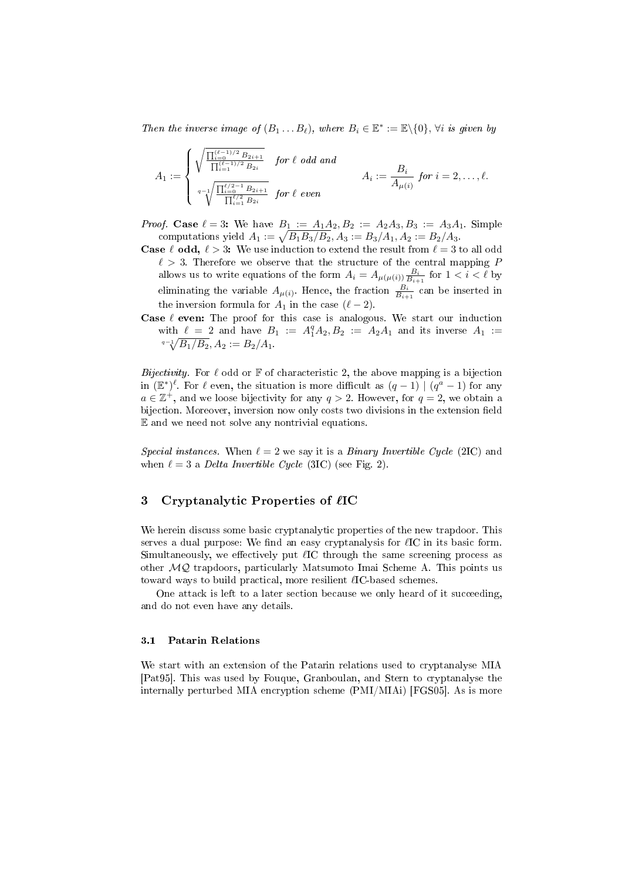*Then the inverse image of $(B_1 \dots B_\ell)$, where $B_i \in \mathbb{E}^* := \mathbb{E}\backslash\{0\}$, $\forall i$ is given by*

$$A_1 := \begin{cases} \sqrt{\frac{\prod_{i=0}^{(\ell-1)/2} B_{2i+1}}{\prod_{i=1}^{(\ell-1)/2} B_{2i}}} & \text{for } \ell \text{ odd and} \\ \sqrt[q-1]{\frac{\prod_{i=0}^{\ell/2-1} B_{2i+1}}{\prod_{i=1}^{\ell/2} B_{2i}}} & \text{for } \ell \text{ even} \end{cases} \qquad A_i := \frac{B_i}{A_{\mu(i)}} \text{ for } i = 2, \dots, \ell.$$

*Proof.* **Case $\ell = 3$:** We have $B_1 := A_1 A_2, B_2 := A_2 A_3, B_3 := A_3 A_1$. Simple computations yield $A_1 := \sqrt{B_1 B_3 / B_2}, A_3 := B_3/A_1, A_2 := B_2/A_3$.

**Case $\ell$ odd, $\ell > 3$:** We use induction to extend the result from $\ell = 3$ to all odd $\ell > 3$. Therefore we observe that the structure of the central mapping $P$ allows us to write equations of the form $A_i = A_{\mu(\mu(i))} \frac{B_i}{B_{i+1}}$ for $1 < i < \ell$ by eliminating the variable $A_{\mu(i)}$. Hence, the fraction $\frac{B_i}{B_{i+1}}$ can be inserted in the inversion formula for $A_1$ in the case $(\ell - 2)$.

**Case $\ell$ even:** The proof for this case is analogous. We start our induction with $\ell = 2$ and have $B_1 := A_1^q A_2, B_2 := A_2 A_1$ and its inverse $A_1 := \sqrt[q-1]{B_1/B_2}, A_2 := B_2/A_1$.

*Bijectivity.* For $\ell$ odd or $\mathbb{F}$ of characteristic 2, the above mapping is a bijection in $(\mathbb{E}^*)^\ell$. For $\ell$ even, the situation is more difficult as $(q-1) \mid (q^a - 1)$ for any $a \in \mathbb{Z}^+$, and we loose bijectivity for any $q > 2$. However, for $q = 2$, we obtain a bijection. Moreover, inversion now only costs two divisions in the extension field $\mathbb{E}$ and we need not solve any nontrivial equations.

*Special instances.* When $\ell = 2$ we say it is a *Binary Invertible Cycle* (2IC) and when $\ell = 3$ a *Delta Invertible Cycle* (3IC) (see Fig. 2).

## 3 Cryptanalytic Properties of $\ell$IC

We herein discuss some basic cryptanalytic properties of the new trapdoor. This serves a dual purpose: We find an easy cryptanalysis for $\ell$IC in its basic form. Simultaneously, we effectively put $\ell$IC through the same screening process as other $\mathcal{MQ}$ trapdoors, particularly Matsumoto Imai Scheme A. This points us toward ways to build practical, more resilient $\ell$IC-based schemes.

One attack is left to a later section because we only heard of it succeeding, and do not even have any details.

### 3.1 Patarin Relations

We start with an extension of the Patarin relations used to cryptanalyse MIA [Pat95]. This was used by Fouque, Granboulan, and Stern to cryptanalyse the internally perturbed MIA encryption scheme (PMI/MIAi) [FGS05]. As is more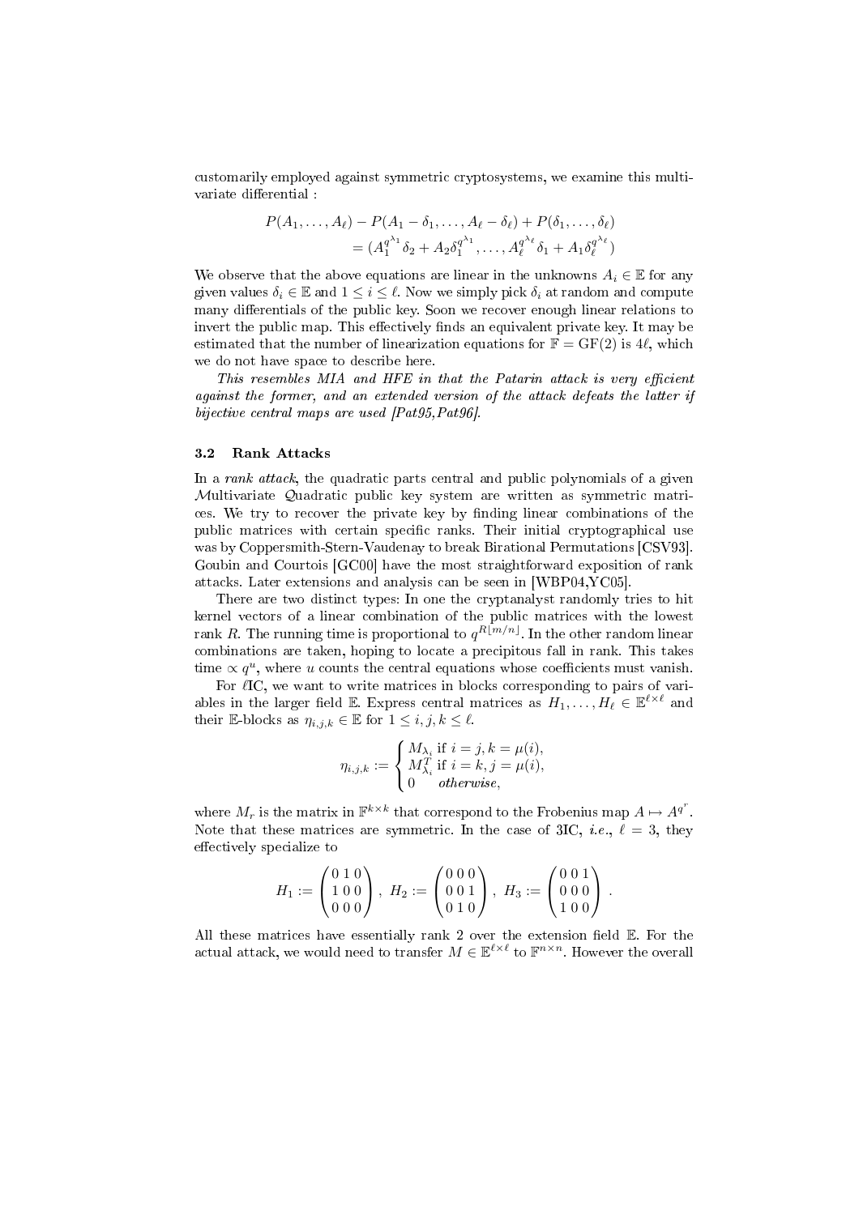customarily employed against symmetric cryptosystems, we examine this multivariate differential :

$$
\begin{aligned}
P(A_1, \ldots, A_\ell) - P(A_1 - \delta_1, \ldots, A_\ell - \delta_\ell) + P(\delta_1, \ldots, \delta_\ell) \\
= (A_1^{q^{\lambda_1}} \delta_2 + A_2 \delta_1^{q^{\lambda_1}}, \ldots, A_\ell^{q^{\lambda_\ell}} \delta_1 + A_1 \delta_\ell^{q^{\lambda_\ell}})
\end{aligned}
$$

We observe that the above equations are linear in the unknowns $A_i \in \mathbb{E}$ for any given values $\delta_i \in \mathbb{E}$ and $1 \le i \le \ell$. Now we simply pick $\delta_i$ at random and compute many differentials of the public key. Soon we recover enough linear relations to invert the public map. This effectively finds an equivalent private key. It may be estimated that the number of linearization equations for $\mathbb{F} = \mathrm{GF}(2)$ is $4\ell$, which we do not have space to describe here.

*This resembles MIA and HFE in that the Patarin attack is very efficient against the former, and an extended version of the attack defeats the latter if bijective central maps are used [Pat95,Pat96].*

### 3.2 Rank Attacks

In a *rank attack*, the quadratic parts central and public polynomials of a given $\mathcal{M}$ultivariate $\mathcal{Q}$uadratic public key system are written as symmetric matrices. We try to recover the private key by finding linear combinations of the public matrices with certain specific ranks. Their initial cryptographical use was by Coppersmith-Stern-Vaudenay to break Birational Permutations [CSV93]. Goubin and Courtois [GC00] have the most straightforward exposition of rank attacks. Later extensions and analysis can be seen in [WBP04,YC05].

There are two distinct types: In one the cryptanalyst randomly tries to hit kernel vectors of a linear combination of the public matrices with the lowest rank $R$. The running time is proportional to $q^{R\lfloor m/n \rfloor}$. In the other random linear combinations are taken, hoping to locate a precipitous fall in rank. This takes time $\propto q^u$, where $u$ counts the central equations whose coefficients must vanish.

For $\ell$IC, we want to write matrices in blocks corresponding to pairs of variables in the larger field $\mathbb{E}$. Express central matrices as $H_1, \ldots, H_\ell \in \mathbb{E}^{\ell \times \ell}$ and their $\mathbb{E}$-blocks as $\eta_{i,j,k} \in \mathbb{E}$ for $1 \le i, j, k \le \ell$.

$$
\eta_{i,j,k} := \begin{cases} M_{\lambda_i} \text{ if } i = j, k = \mu(i), \\ M_{\lambda_i}^T \text{ if } i = k, j = \mu(i), \\ 0 \quad \textit{otherwise}, \end{cases}
$$

where $M_r$ is the matrix in $\mathbb{F}^{k \times k}$ that correspond to the Frobenius map $A \mapsto A^{q^r}$. Note that these matrices are symmetric. In the case of 3IC, *i.e.*, $\ell = 3$, they effectively specialize to

$$
H_1 := \begin{pmatrix} 0 & 1 & 0 \\ 1 & 0 & 0 \\ 0 & 0 & 0 \end{pmatrix}, \ H_2 := \begin{pmatrix} 0 & 0 & 0 \\ 0 & 0 & 1 \\ 0 & 1 & 0 \end{pmatrix}, \ H_3 := \begin{pmatrix} 0 & 0 & 1 \\ 0 & 0 & 0 \\ 1 & 0 & 0 \end{pmatrix}.
$$

All these matrices have essentially rank 2 over the extension field $\mathbb{E}$. For the actual attack, we would need to transfer $M \in \mathbb{E}^{\ell \times \ell}$ to $\mathbb{F}^{n \times n}$. However the overall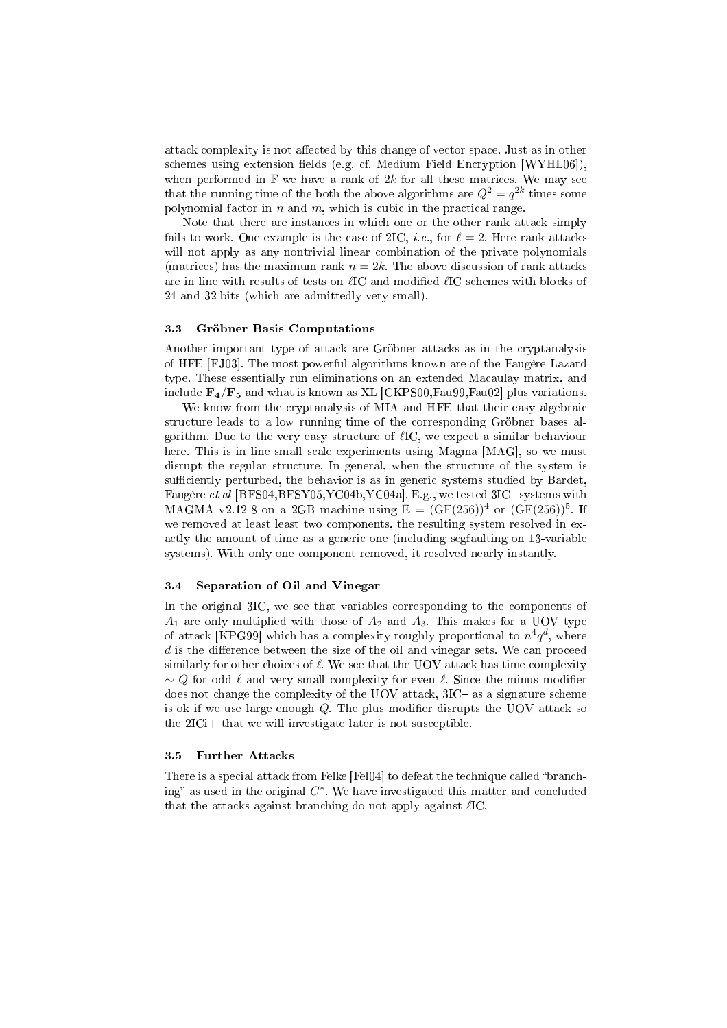attack complexity is not affected by this change of vector space. Just as in other schemes using extension fields (e.g. cf. Medium Field Encryption [WYHL06]), when performed in $\mathbb{F}$ we have a rank of $2k$ for all these matrices. We may see that the running time of the both the above algorithms are $Q^2 = q^{2k}$ times some polynomial factor in $n$ and $m$, which is cubic in the practical range.

Note that there are instances in which one or the other rank attack simply fails to work. One example is the case of 2IC, *i.e.*, for $\ell = 2$. Here rank attacks will not apply as any nontrivial linear combination of the private polynomials (matrices) has the maximum rank $n = 2k$. The above discussion of rank attacks are in line with results of tests on $\ell$IC and modified $\ell$IC schemes with blocks of 24 and 32 bits (which are admittedly very small).

### 3.3 Gröbner Basis Computations

Another important type of attack are Gröbner attacks as in the cryptanalysis of HFE [FJ03]. The most powerful algorithms known are of the Faugère-Lazard type. These essentially run eliminations on an extended Macaulay matrix, and include $\mathbf{F_4}/\mathbf{F_5}$ and what is known as XL [CKPS00,Fau99,Fau02] plus variations.

We know from the cryptanalysis of MIA and HFE that their easy algebraic structure leads to a low running time of the corresponding Gröbner bases algorithm. Due to the very easy structure of $\ell$IC, we expect a similar behaviour here. This is in line small scale experiments using Magma [MAG], so we must disrupt the regular structure. In general, when the structure of the system is sufficiently perturbed, the behavior is as in generic systems studied by Bardet, Faugère *et al* [BFS04,BFSY05,YC04b,YC04a]. E.g., we tested 3IC− systems with MAGMA v2.12-8 on a 2GB machine using $\mathbb{E} = (\mathrm{GF}(256))^4$ or $(\mathrm{GF}(256))^5$. If we removed at least least two components, the resulting system resolved in exactly the amount of time as a generic one (including segfaulting on 13-variable systems). With only one component removed, it resolved nearly instantly.

### 3.4 Separation of Oil and Vinegar

In the original 3IC, we see that variables corresponding to the components of $A_1$ are only multiplied with those of $A_2$ and $A_3$. This makes for a UOV type of attack [KPG99] which has a complexity roughly proportional to $n^4 q^d$, where $d$ is the difference between the size of the oil and vinegar sets. We can proceed similarly for other choices of $\ell$. We see that the UOV attack has time complexity $\sim Q$ for odd $\ell$ and very small complexity for even $\ell$. Since the minus modifier does not change the complexity of the UOV attack, 3IC− as a signature scheme is ok if we use large enough $Q$. The plus modifier disrupts the UOV attack so the 2ICi+ that we will investigate later is not susceptible.

### 3.5 Further Attacks

There is a special attack from Felke [Fel04] to defeat the technique called "branching" as used in the original $C^*$. We have investigated this matter and concluded that the attacks against branching do not apply against $\ell$IC.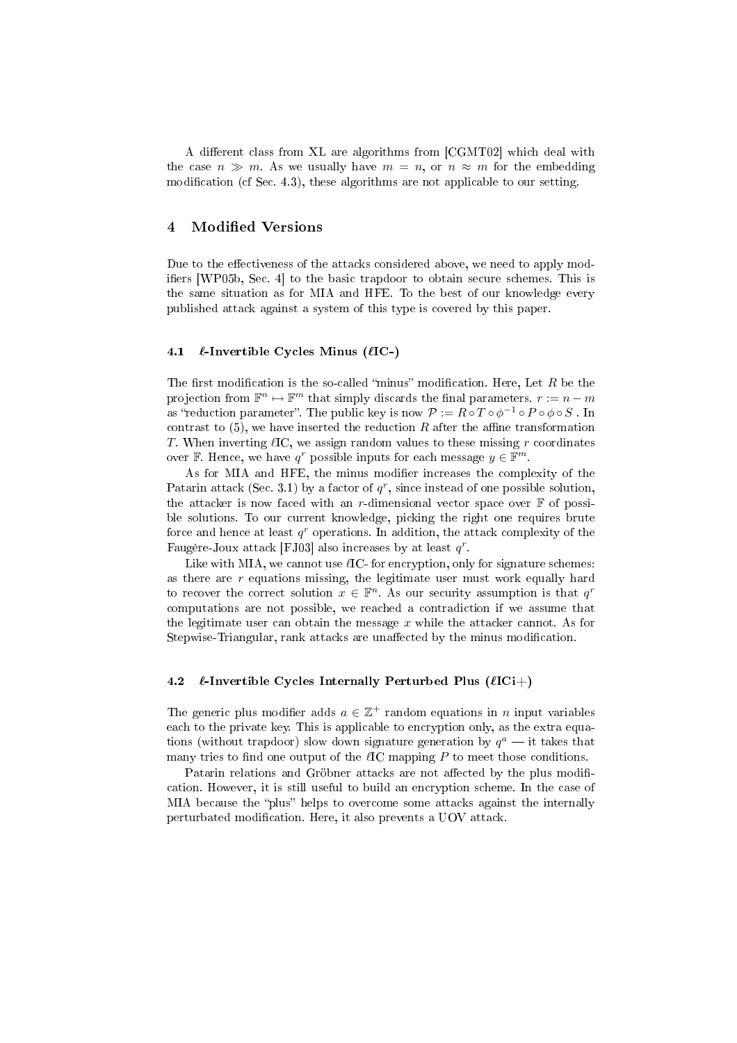A different class from XL are algorithms from [CGMT02] which deal with the case $n \gg m$. As we usually have $m = n$, or $n \approx m$ for the embedding modification (cf Sec. 4.3), these algorithms are not applicable to our setting.

## 4 Modified Versions

Due to the effectiveness of the attacks considered above, we need to apply modifiers [WP05b, Sec. 4] to the basic trapdoor to obtain secure schemes. This is the same situation as for MIA and HFE. To the best of our knowledge every published attack against a system of this type is covered by this paper.

### 4.1 $\ell$-Invertible Cycles Minus ($\ell$IC-)

The first modification is the so-called "minus" modification. Here, Let $R$ be the projection from $\mathbb{F}^n \mapsto \mathbb{F}^m$ that simply discards the final parameters. $r := n - m$ as "reduction parameter". The public key is now $\mathcal{P} := R \circ T \circ \phi^{-1} \circ P \circ \phi \circ S$ . In contrast to (5), we have inserted the reduction $R$ after the affine transformation $T$. When inverting $\ell$IC, we assign random values to these missing $r$ coordinates over $\mathbb{F}$. Hence, we have $q^r$ possible inputs for each message $y \in \mathbb{F}^m$.

As for MIA and HFE, the minus modifier increases the complexity of the Patarin attack (Sec. 3.1) by a factor of $q^r$, since instead of one possible solution, the attacker is now faced with an $r$-dimensional vector space over $\mathbb{F}$ of possible solutions. To our current knowledge, picking the right one requires brute force and hence at least $q^r$ operations. In addition, the attack complexity of the Faugère-Joux attack [FJ03] also increases by at least $q^r$.

Like with MIA, we cannot use $\ell$IC- for encryption, only for signature schemes: as there are $r$ equations missing, the legitimate user must work equally hard to recover the correct solution $x \in \mathbb{F}^n$. As our security assumption is that $q^r$ computations are not possible, we reached a contradiction if we assume that the legitimate user can obtain the message $x$ while the attacker cannot. As for Stepwise-Triangular, rank attacks are unaffected by the minus modification.

### 4.2 $\ell$-Invertible Cycles Internally Perturbed Plus ($\ell$ICi+)

The generic plus modifier adds $a \in \mathbb{Z}^+$ random equations in $n$ input variables each to the private key. This is applicable to encryption only, as the extra equations (without trapdoor) slow down signature generation by $q^a$ — it takes that many tries to find one output of the $\ell$IC mapping $P$ to meet those conditions.

Patarin relations and Gröbner attacks are not affected by the plus modification. However, it is still useful to build an encryption scheme. In the case of MIA because the "plus" helps to overcome some attacks against the internally perturbated modification. Here, it also prevents a UOV attack.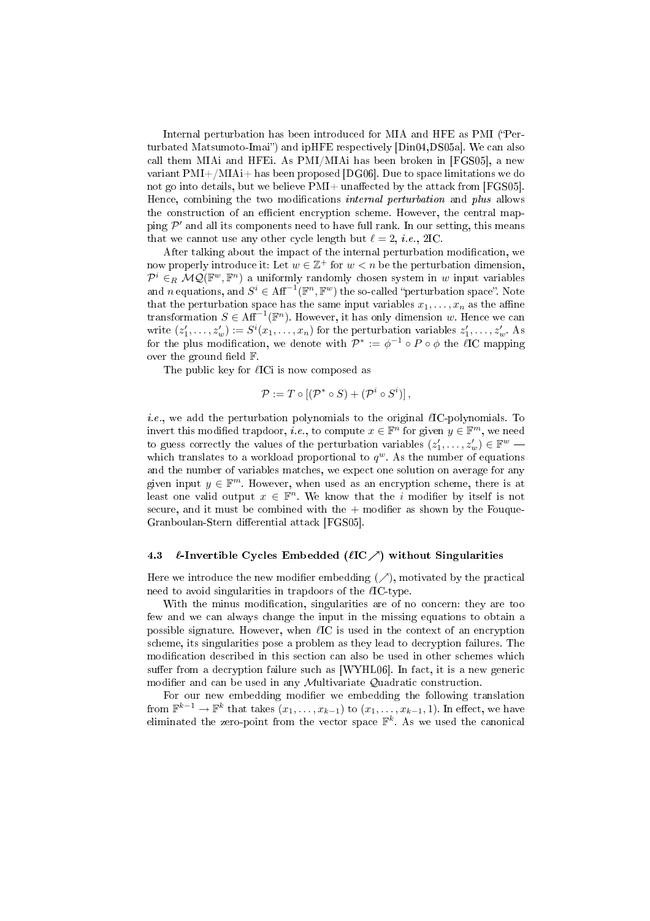Internal perturbation has been introduced for MIA and HFE as PMI ("Perturbated Matsumoto-Imai") and ipHFE respectively [Din04,DS05a]. We can also call them MIAi and HFEi. As PMI/MIAi has been broken in [FGS05], a new variant PMI+/MIAi+ has been proposed [DG06]. Due to space limitations we do not go into details, but we believe PMI+ unaffected by the attack from [FGS05]. Hence, combining the two modifications *internal perturbation* and *plus* allows the construction of an efficient encryption scheme. However, the central mapping $\mathcal{P}'$ and all its components need to have full rank. In our setting, this means that we cannot use any other cycle length but $\ell = 2$, *i.e.*, 2IC.

After talking about the impact of the internal perturbation modification, we now properly introduce it: Let $w \in \mathbb{Z}^+$ for $w < n$ be the perturbation dimension, $\mathcal{P}^i \in_R \mathcal{MQ}(\mathbb{F}^w, \mathbb{F}^n)$ a uniformly randomly chosen system in $w$ input variables and $n$ equations, and $S^i \in \mathrm{Aff}^{-1}(\mathbb{F}^n, \mathbb{F}^w)$ the so-called "perturbation space". Note that the perturbation space has the same input variables $x_1, \ldots, x_n$ as the affine transformation $S \in \mathrm{Aff}^{-1}(\mathbb{F}^n)$. However, it has only dimension $w$. Hence we can write $(z'_1, \ldots, z'_w) := S^i(x_1, \ldots, x_n)$ for the perturbation variables $z'_1, \ldots, z'_w$. As for the plus modification, we denote with $\mathcal{P}^* := \phi^{-1} \circ P \circ \phi$ the $\ell$IC mapping over the ground field $\mathbb{F}$.

The public key for $\ell$ICi is now composed as

$$\mathcal{P} := T \circ [(\mathcal{P}^* \circ S) + (\mathcal{P}^i \circ S^i)],$$

*i.e.*, we add the perturbation polynomials to the original $\ell$IC-polynomials. To invert this modified trapdoor, *i.e.*, to compute $x \in \mathbb{F}^n$ for given $y \in \mathbb{F}^m$, we need to guess correctly the values of the perturbation variables $(z'_1, \ldots, z'_w) \in \mathbb{F}^w$ — which translates to a workload proportional to $q^w$. As the number of equations and the number of variables matches, we expect one solution on average for any given input $y \in \mathbb{F}^m$. However, when used as an encryption scheme, there is at least one valid output $x \in \mathbb{F}^n$. We know that the $i$ modifier by itself is not secure, and it must be combined with the + modifier as shown by the Fouque-Granboulan-Stern differential attack [FGS05].

### 4.3 $\ell$-Invertible Cycles Embedded ($\ell$IC$\nearrow$) without Singularities

Here we introduce the new modifier embedding ($\nearrow$), motivated by the practical need to avoid singularities in trapdoors of the $\ell$IC-type.

With the minus modification, singularities are of no concern: they are too few and we can always change the input in the missing equations to obtain a possible signature. However, when $\ell$IC is used in the context of an encryption scheme, its singularities pose a problem as they lead to decryption failures. The modification described in this section can also be used in other schemes which suffer from a decryption failure such as [WYHL06]. In fact, it is a new generic modifier and can be used in any $\mathcal{M}$ultivariate $\mathcal{Q}$uadratic construction.

For our new embedding modifier we embedding the following translation from $\mathbb{F}^{k-1} \to \mathbb{F}^k$ that takes $(x_1, \ldots, x_{k-1})$ to $(x_1, \ldots, x_{k-1}, 1)$. In effect, we have eliminated the zero-point from the vector space $\mathbb{F}^k$. As we used the canonical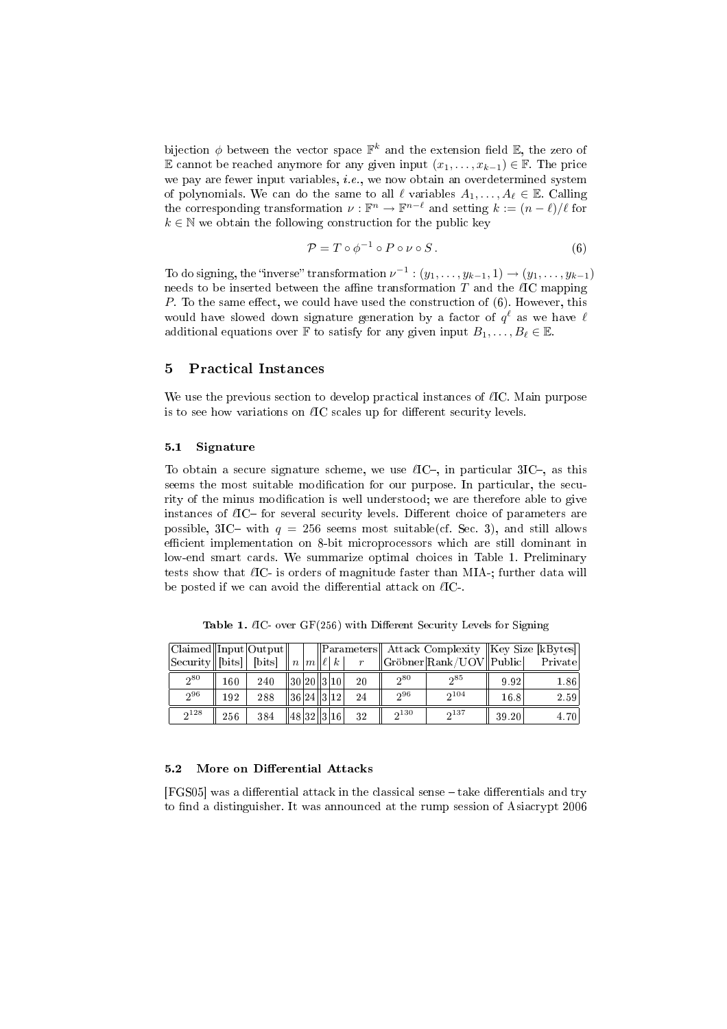bijection $\phi$ between the vector space $\mathbb{F}^k$ and the extension field $\mathbb{E}$, the zero of $\mathbb{E}$ cannot be reached anymore for any given input $(x_1, \ldots, x_{k-1}) \in \mathbb{F}$. The price we pay are fewer input variables, *i.e.*, we now obtain an overdetermined system of polynomials. We can do the same to all $\ell$ variables $A_1, \ldots, A_\ell \in \mathbb{E}$. Calling the corresponding transformation $\nu : \mathbb{F}^n \to \mathbb{F}^{n-\ell}$ and setting $k := (n-\ell)/\ell$ for $k \in \mathbb{N}$ we obtain the following construction for the public key

$$\mathcal{P} = T \circ \phi^{-1} \circ P \circ \nu \circ S . \tag{6}$$

To do signing, the "inverse" transformation $\nu^{-1} : (y_1, \ldots, y_{k-1}, 1) \to (y_1, \ldots, y_{k-1})$ needs to be inserted between the affine transformation $T$ and the $\ell$IC mapping $P$. To the same effect, we could have used the construction of (6). However, this would have slowed down signature generation by a factor of $q^\ell$ as we have $\ell$ additional equations over $\mathbb{F}$ to satisfy for any given input $B_1, \ldots, B_\ell \in \mathbb{E}$.

## 5 Practical Instances

We use the previous section to develop practical instances of $\ell$IC. Main purpose is to see how variations on $\ell$IC scales up for different security levels.

### 5.1 Signature

To obtain a secure signature scheme, we use $\ell$IC–, in particular 3IC–, as this seems the most suitable modification for our purpose. In particular, the security of the minus modification is well understood; we are therefore able to give instances of $\ell$IC– for several security levels. Different choice of parameters are possible, 3IC– with $q = 256$ seems most suitable(cf. Sec. 3), and still allows efficient implementation on 8-bit microprocessors which are still dominant in low-end smart cards. We summarize optimal choices in Table 1. Preliminary tests show that $\ell$IC- is orders of magnitude faster than MIA-; further data will be posted if we can avoid the differential attack on $\ell$IC-.

**Table 1.** $\ell$IC- over GF(256) with Different Security Levels for Signing

| Claimed Security | Input [bits] | Output [bits] | Parameters | | | | | Attack Complexity | | Key Size [kBytes] | |
|---|---|---|---|---|---|---|---|---|---|---|---|
| | | | $n$ | $m$ | $\ell$ | $k$ | $r$ | Gröbner | Rank/UOV | Public | Private |
| $2^{80}$ | 160 | 240 | 30 | 20 | 3 | 10 | 20 | $2^{80}$ | $2^{85}$ | 9.92 | 1.86 |
| $2^{96}$ | 192 | 288 | 36 | 24 | 3 | 12 | 24 | $2^{96}$ | $2^{104}$ | 16.8 | 2.59 |
| $2^{128}$ | 256 | 384 | 48 | 32 | 3 | 16 | 32 | $2^{130}$ | $2^{137}$ | 39.20 | 4.70 |

### 5.2 More on Differential Attacks

[FGS05] was a differential attack in the classical sense – take differentials and try to find a distinguisher. It was announced at the rump session of Asiacrypt 2006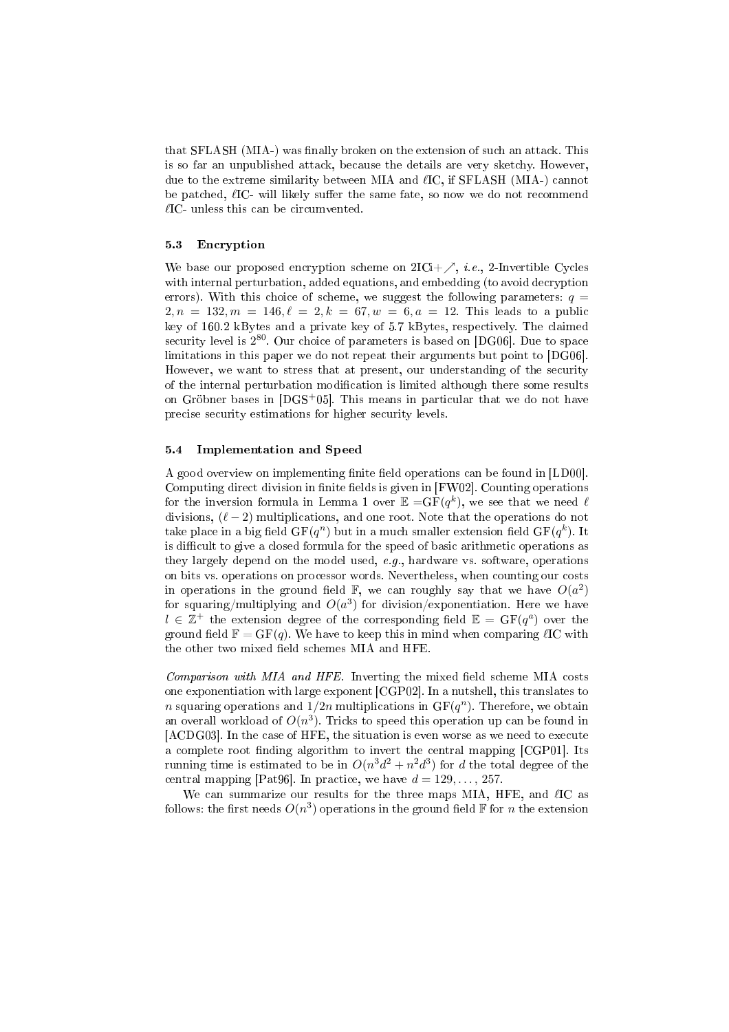that SFLASH (MIA-) was finally broken on the extension of such an attack. This is so far an unpublished attack, because the details are very sketchy. However, due to the extreme similarity between MIA and $\ell$IC, if SFLASH (MIA-) cannot be patched, $\ell$IC- will likely suffer the same fate, so now we do not recommend $\ell$IC- unless this can be circumvented.

### 5.3 Encryption

We base our proposed encryption scheme on 2ICi+$\nearrow$, *i.e.*, 2-Invertible Cycles with internal perturbation, added equations, and embedding (to avoid decryption errors). With this choice of scheme, we suggest the following parameters: $q = 2, n = 132, m = 146, \ell = 2, k = 67, w = 6, a = 12$. This leads to a public key of 160.2 kBytes and a private key of 5.7 kBytes, respectively. The claimed security level is $2^{80}$. Our choice of parameters is based on [DG06]. Due to space limitations in this paper we do not repeat their arguments but point to [DG06]. However, we want to stress that at present, our understanding of the security of the internal perturbation modification is limited although there some results on Gröbner bases in [DGS+05]. This means in particular that we do not have precise security estimations for higher security levels.

### 5.4 Implementation and Speed

A good overview on implementing finite field operations can be found in [LD00]. Computing direct division in finite fields is given in [FW02]. Counting operations for the inversion formula in Lemma 1 over $\mathbb{E} = \mathrm{GF}(q^k)$, we see that we need $\ell$ divisions, $(\ell - 2)$ multiplications, and one root. Note that the operations do not take place in a big field $\mathrm{GF}(q^n)$ but in a much smaller extension field $\mathrm{GF}(q^k)$. It is difficult to give a closed formula for the speed of basic arithmetic operations as they largely depend on the model used, *e.g.*, hardware vs. software, operations on bits vs. operations on processor words. Nevertheless, when counting our costs in operations in the ground field $\mathbb{F}$, we can roughly say that we have $O(a^2)$ for squaring/multiplying and $O(a^3)$ for division/exponentiation. Here we have $l \in \mathbb{Z}^+$ the extension degree of the corresponding field $\mathbb{E} = \mathrm{GF}(q^a)$ over the ground field $\mathbb{F} = \mathrm{GF}(q)$. We have to keep this in mind when comparing $\ell$IC with the other two mixed field schemes MIA and HFE.

*Comparison with MIA and HFE.* Inverting the mixed field scheme MIA costs one exponentiation with large exponent [CGP02]. In a nutshell, this translates to $n$ squaring operations and $1/2n$ multiplications in $\mathrm{GF}(q^n)$. Therefore, we obtain an overall workload of $O(n^3)$. Tricks to speed this operation up can be found in [ACDG03]. In the case of HFE, the situation is even worse as we need to execute a complete root finding algorithm to invert the central mapping [CGP01]. Its running time is estimated to be in $O(n^3d^2 + n^2d^3)$ for $d$ the total degree of the central mapping [Pat96]. In practice, we have $d = 129, \ldots, 257$.

We can summarize our results for the three maps MIA, HFE, and $\ell$IC as follows: the first needs $O(n^3)$ operations in the ground field $\mathbb{F}$ for $n$ the extension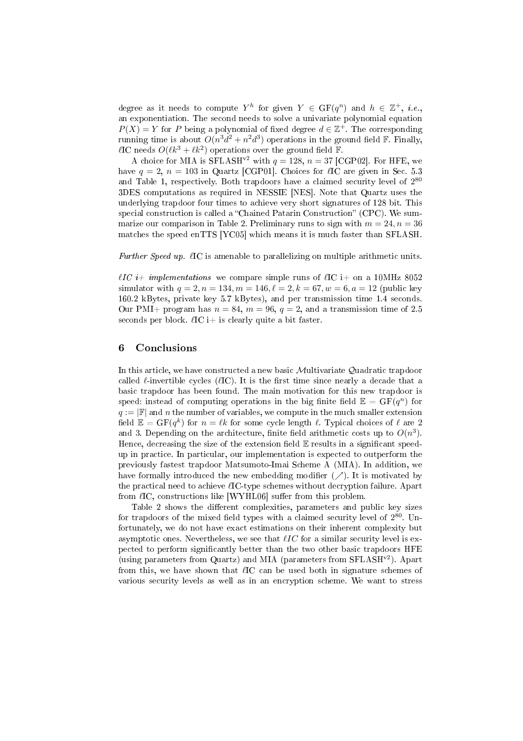degree as it needs to compute $Y^h$ for given $Y \in \mathrm{GF}(q^n)$ and $h \in \mathbb{Z}^+$, *i.e.*, an exponentiation. The second needs to solve a univariate polynomial equation $P(X) = Y$ for $P$ being a polynomial of fixed degree $d \in \mathbb{Z}^+$. The corresponding running time is about $O(n^3d^2 + n^2d^3)$ operations in the ground field $\mathbb{F}$. Finally, $\ell$IC needs $O(\ell k^3 + \ell k^2)$ operations over the ground field $\mathbb{F}$.

A choice for MIA is SFLASH$^{v2}$ with $q = 128$, $n = 37$ [CGP02]. For HFE, we have $q = 2$, $n = 103$ in Quartz [CGP01]. Choices for $\ell$IC are given in Sec. 5.3 and Table 1, respectively. Both trapdoors have a claimed security level of $2^{80}$ 3DES computations as required in NESSIE [NES]. Note that Quartz uses the underlying trapdoor four times to achieve very short signatures of 128 bit. This special construction is called a "Chained Patarin Construction" (CPC). We summarize our comparison in Table 2. Preliminary runs to sign with $m = 24, n = 36$ matches the speed enTTS [YC05] which means it is much faster than SFLASH.

*Further Speed up.* $\ell$IC is amenable to parallelizing on multiple arithmetic units.

*$\ell$IC i+ implementations* we compare simple runs of $\ell$IC i+ on a 10MHz 8052 simulator with $q = 2, n = 134, m = 146, \ell = 2, k = 67, w = 6, a = 12$ (public key 160.2 kBytes, private key 5.7 kBytes), and per transmission time 1.4 seconds. Our PMI+ program has $n = 84$, $m = 96$, $q = 2$, and a transmission time of 2.5 seconds per block. $\ell$IC i+ is clearly quite a bit faster.

## 6 Conclusions

In this article, we have constructed a new basic $\mathcal{M}$ultivariate $\mathcal{Q}$uadratic trapdoor called $\ell$-invertible cycles ($\ell$IC). It is the first time since nearly a decade that a basic trapdoor has been found. The main motivation for this new trapdoor is speed: instead of computing operations in the big finite field $\mathbb{E} = \mathrm{GF}(q^n)$ for $q := |\mathbb{F}|$ and $n$ the number of variables, we compute in the much smaller extension field $\mathbb{E} = \mathrm{GF}(q^k)$ for $n = \ell k$ for some cycle length $\ell$. Typical choices of $\ell$ are 2 and 3. Depending on the architecture, finite field arithmetic costs up to $O(n^3)$. Hence, decreasing the size of the extension field $\mathbb{E}$ results in a significant speed-up in practice. In particular, our implementation is expected to outperform the previously fastest trapdoor Matsumoto-Imai Scheme A (MIA). In addition, we have formally introduced the new embedding modifier ($\nearrow$). It is motivated by the practical need to achieve $\ell$IC-type schemes without decryption failure. Apart from $\ell$IC, constructions like [WYHL06] suffer from this problem.

Table 2 shows the different complexities, parameters and public key sizes for trapdoors of the mixed field types with a claimed security level of $2^{80}$. Unfortunately, we do not have exact estimations on their inherent complexity but asymptotic ones. Nevertheless, we see that $\ell IC$ for a similar security level is expected to perform significantly better than the two other basic trapdoors HFE (using parameters from Quartz) and MIA (parameters from SFLASH$^{v2}$). Apart from this, we have shown that $\ell$IC can be used both in signature schemes of various security levels as well as in an encryption scheme. We want to stress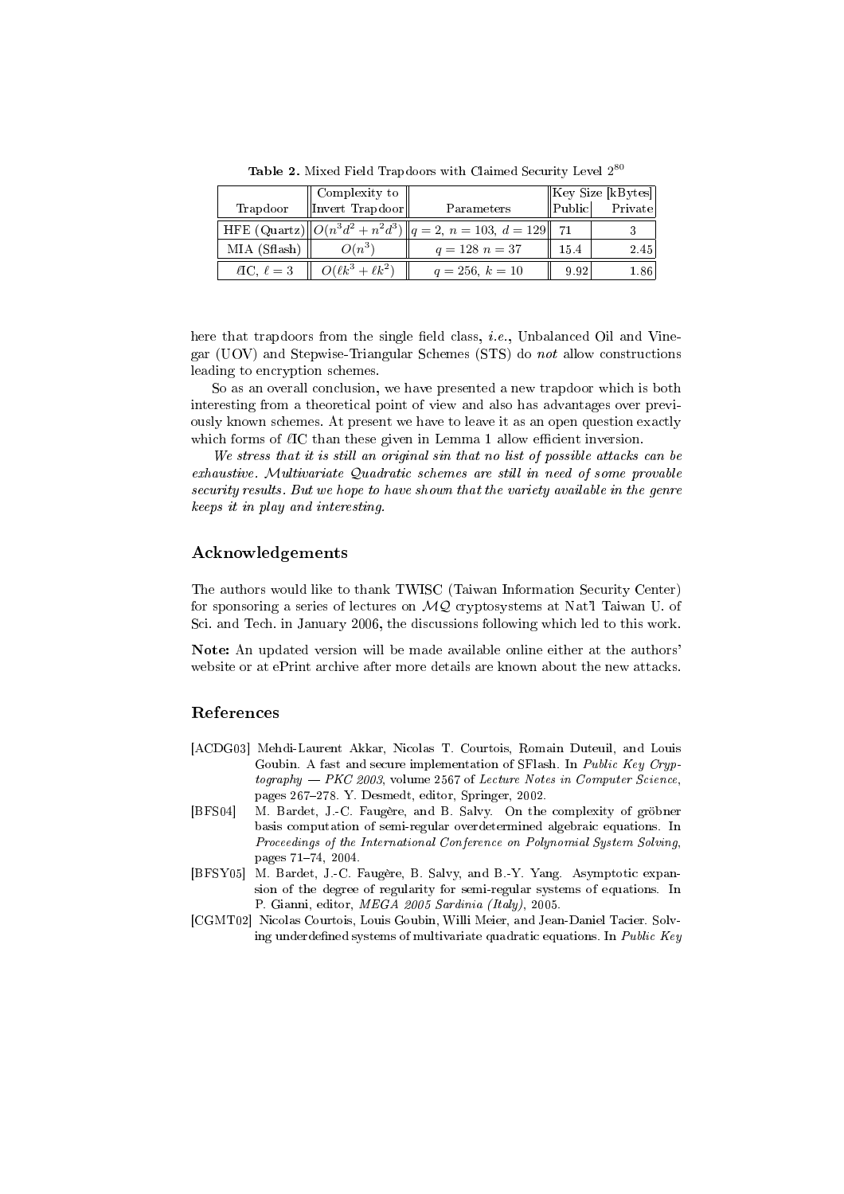**Table 2.** Mixed Field Trapdoors with Claimed Security Level $2^{80}$

| Trapdoor | Complexity to Invert Trapdoor | Parameters | Key Size [kBytes] Public | Private |
|---|---|---|---|---|
| HFE (Quartz) | $O(n^3d^2 + n^2d^3)$ | $q = 2,\ n = 103,\ d = 129$ | 71 | 3 |
| MIA (Sflash) | $O(n^3)$ | $q = 128\ n = 37$ | 15.4 | 2.45 |
| $\ell$IC, $\ell = 3$ | $O(\ell k^3 + \ell k^2)$ | $q = 256,\ k = 10$ | 9.92 | 1.86 |

here that trapdoors from the single field class, *i.e.*, Unbalanced Oil and Vinegar (UOV) and Stepwise-Triangular Schemes (STS) do *not* allow constructions leading to encryption schemes.

So as an overall conclusion, we have presented a new trapdoor which is both interesting from a theoretical point of view and also has advantages over previously known schemes. At present we have to leave it as an open question exactly which forms of $\ell$IC than these given in Lemma 1 allow efficient inversion.

*We stress that it is still an original sin that no list of possible attacks can be exhaustive. Multivariate Quadratic schemes are still in need of some provable security results. But we hope to have shown that the variety available in the genre keeps it in play and interesting.*

## Acknowledgements

The authors would like to thank TWISC (Taiwan Information Security Center) for sponsoring a series of lectures on $\mathcal{MQ}$ cryptosystems at Nat'l Taiwan U. of Sci. and Tech. in January 2006, the discussions following which led to this work.

**Note:** An updated version will be made available online either at the authors' website or at ePrint archive after more details are known about the new attacks.

## References

[ACDG03] Mehdi-Laurent Akkar, Nicolas T. Courtois, Romain Duteuil, and Louis Goubin. A fast and secure implementation of SFlash. In *Public Key Cryptography — PKC 2003*, volume 2567 of *Lecture Notes in Computer Science*, pages 267–278. Y. Desmedt, editor, Springer, 2002.

[BFS04] M. Bardet, J.-C. Faugère, and B. Salvy. On the complexity of gröbner basis computation of semi-regular overdetermined algebraic equations. In *Proceedings of the International Conference on Polynomial System Solving*, pages 71–74, 2004.

[BFSY05] M. Bardet, J.-C. Faugère, B. Salvy, and B.-Y. Yang. Asymptotic expansion of the degree of regularity for semi-regular systems of equations. In P. Gianni, editor, *MEGA 2005 Sardinia (Italy)*, 2005.

[CGMT02] Nicolas Courtois, Louis Goubin, Willi Meier, and Jean-Daniel Tacier. Solving underdefined systems of multivariate quadratic equations. In *Public Key*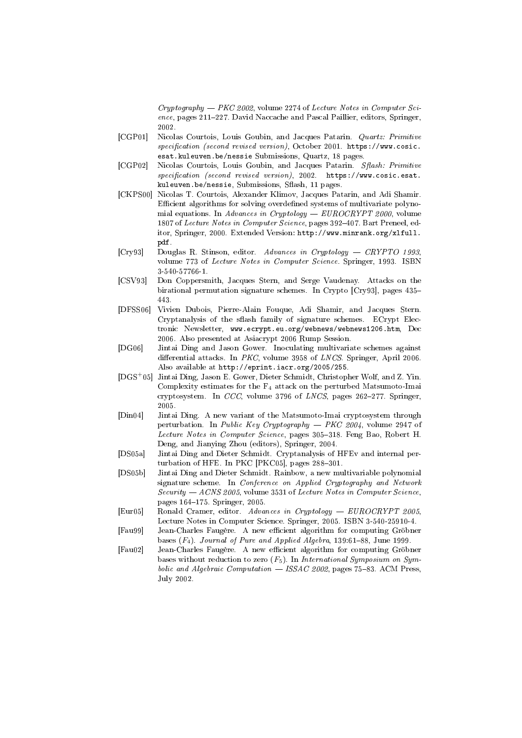*Cryptography — PKC 2002*, volume 2274 of *Lecture Notes in Computer Science*, pages 211–227. David Naccache and Pascal Paillier, editors, Springer, 2002.

[CGP01] Nicolas Courtois, Louis Goubin, and Jacques Patarin. *Quartz: Primitive specification (second revised version)*, October 2001. `https://www.cosic.esat.kuleuven.be/nessie` Submissions, Quartz, 18 pages.

[CGP02] Nicolas Courtois, Louis Goubin, and Jacques Patarin. *Sflash: Primitive specification (second revised version)*, 2002. `https://www.cosic.esat.kuleuven.be/nessie`, Submissions, Sflash, 11 pages.

[CKPS00] Nicolas T. Courtois, Alexander Klimov, Jacques Patarin, and Adi Shamir. Efficient algorithms for solving overdefined systems of multivariate polynomial equations. In *Advances in Cryptology — EUROCRYPT 2000*, volume 1807 of *Lecture Notes in Computer Science*, pages 392–407. Bart Preneel, editor, Springer, 2000. Extended Version: `http://www.minrank.org/xlfull.pdf`.

[Cry93] Douglas R. Stinson, editor. *Advances in Cryptology — CRYPTO 1993*, volume 773 of *Lecture Notes in Computer Science*. Springer, 1993. ISBN 3-540-57766-1.

[CSV93] Don Coppersmith, Jacques Stern, and Serge Vaudenay. Attacks on the birational permutation signature schemes. In Crypto [Cry93], pages 435–443.

[DFSS06] Vivien Dubois, Pierre-Alain Fouque, Adi Shamir, and Jacques Stern. Cryptanalysis of the sflash family of signature schemes. ECrypt Electronic Newsletter, `www.ecrypt.eu.org/webnews/webnews1206.htm`, Dec 2006. Also presented at Asiacrypt 2006 Rump Session.

[DG06] Jintai Ding and Jason Gower. Inoculating multivariate schemes against differential attacks. In *PKC*, volume 3958 of *LNCS*. Springer, April 2006. Also available at `http://eprint.iacr.org/2005/255`.

[DGS+05] Jintai Ding, Jason E. Gower, Dieter Schmidt, Christopher Wolf, and Z. Yin. Complexity estimates for the $F_4$ attack on the perturbed Matsumoto-Imai cryptosystem. In *CCC*, volume 3796 of *LNCS*, pages 262–277. Springer, 2005.

[Din04] Jintai Ding. A new variant of the Matsumoto-Imai cryptosystem through perturbation. In *Public Key Cryptography — PKC 2004*, volume 2947 of *Lecture Notes in Computer Science*, pages 305–318. Feng Bao, Robert H. Deng, and Jianying Zhou (editors), Springer, 2004.

[DS05a] Jintai Ding and Dieter Schmidt. Cryptanalysis of HFEv and internal perturbation of HFE. In PKC [PKC05], pages 288–301.

[DS05b] Jintai Ding and Dieter Schmidt. Rainbow, a new multivariable polynomial signature scheme. In *Conference on Applied Cryptography and Network Security — ACNS 2005*, volume 3531 of *Lecture Notes in Computer Science*, pages 164–175. Springer, 2005.

[Eur05] Ronald Cramer, editor. *Advances in Cryptology — EUROCRYPT 2005*, Lecture Notes in Computer Science. Springer, 2005. ISBN 3-540-25910-4.

[Fau99] Jean-Charles Faugère. A new efficient algorithm for computing Gröbner bases ($F_4$). *Journal of Pure and Applied Algebra*, 139:61–88, June 1999.

[Fau02] Jean-Charles Faugère. A new efficient algorithm for computing Gröbner bases without reduction to zero ($F_5$). In *International Symposium on Symbolic and Algebraic Computation — ISSAC 2002*, pages 75–83. ACM Press, July 2002.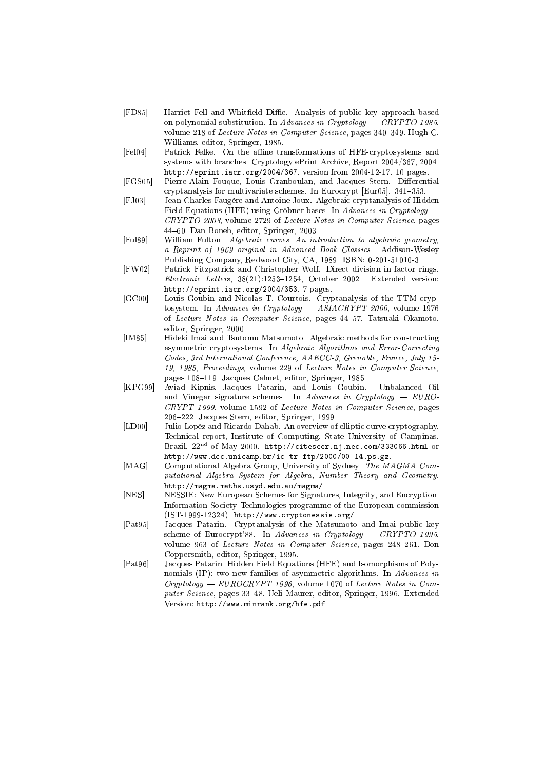[FD85] Harriet Fell and Whitfield Diffie. Analysis of public key approach based on polynomial substitution. In *Advances in Cryptology — CRYPTO 1985*, volume 218 of *Lecture Notes in Computer Science*, pages 340–349. Hugh C. Williams, editor, Springer, 1985.

[Fel04] Patrick Felke. On the affine transformations of HFE-cryptosystems and systems with branches. Cryptology ePrint Archive, Report 2004/367, 2004. `http://eprint.iacr.org/2004/367`, version from 2004-12-17, 10 pages.

[FGS05] Pierre-Alain Fouque, Louis Granboulan, and Jacques Stern. Differential cryptanalysis for multivariate schemes. In Eurocrypt [Eur05]. 341–353.

[FJ03] Jean-Charles Faugère and Antoine Joux. Algebraic cryptanalysis of Hidden Field Equations (HFE) using Gröbner bases. In *Advances in Cryptology — CRYPTO 2003*, volume 2729 of *Lecture Notes in Computer Science*, pages 44–60. Dan Boneh, editor, Springer, 2003.

[Ful89] William Fulton. *Algebraic curves. An introduction to algebraic geometry, a Reprint of 1969 original in Advanced Book Classics*. Addison-Wesley Publishing Company, Redwood City, CA, 1989. ISBN: 0-201-51010-3.

[FW02] Patrick Fitzpatrick and Christopher Wolf. Direct division in factor rings. *Electronic Letters*, 38(21):1253–1254, October 2002. Extended version: `http://eprint.iacr.org/2004/353`, 7 pages.

[GC00] Louis Goubin and Nicolas T. Courtois. Cryptanalysis of the TTM cryptosystem. In *Advances in Cryptology — ASIACRYPT 2000*, volume 1976 of *Lecture Notes in Computer Science*, pages 44–57. Tatsuaki Okamoto, editor, Springer, 2000.

[IM85] Hideki Imai and Tsutomu Matsumoto. Algebraic methods for constructing asymmetric cryptosystems. In *Algebraic Algorithms and Error-Correcting Codes, 3rd International Conference, AAECC-3, Grenoble, France, July 15-19, 1985, Proceedings*, volume 229 of *Lecture Notes in Computer Science*, pages 108–119. Jacques Calmet, editor, Springer, 1985.

[KPG99] Aviad Kipnis, Jacques Patarin, and Louis Goubin. Unbalanced Oil and Vinegar signature schemes. In *Advances in Cryptology — EUROCRYPT 1999*, volume 1592 of *Lecture Notes in Computer Science*, pages 206–222. Jacques Stern, editor, Springer, 1999.

[LD00] Julio Lopéz and Ricardo Dahab. An overview of elliptic curve cryptography. Technical report, Institute of Computing, State University of Campinas, Brazil, 22nd of May 2000. `http://citeseer.nj.nec.com/333066.html` or `http://www.dcc.unicamp.br/ic-tr-ftp/2000/00-14.ps.gz`.

[MAG] Computational Algebra Group, University of Sydney. *The MAGMA Computational Algebra System for Algebra, Number Theory and Geometry*. `http://magma.maths.usyd.edu.au/magma/`.

[NES] NESSIE: New European Schemes for Signatures, Integrity, and Encryption. Information Society Technologies programme of the European commission (IST-1999-12324). `http://www.cryptonessie.org/`.

[Pat95] Jacques Patarin. Cryptanalysis of the Matsumoto and Imai public key scheme of Eurocrypt'88. In *Advances in Cryptology — CRYPTO 1995*, volume 963 of *Lecture Notes in Computer Science*, pages 248–261. Don Coppersmith, editor, Springer, 1995.

[Pat96] Jacques Patarin. Hidden Field Equations (HFE) and Isomorphisms of Polynomials (IP): two new families of asymmetric algorithms. In *Advances in Cryptology — EUROCRYPT 1996*, volume 1070 of *Lecture Notes in Computer Science*, pages 33–48. Ueli Maurer, editor, Springer, 1996. Extended Version: `http://www.minrank.org/hfe.pdf`.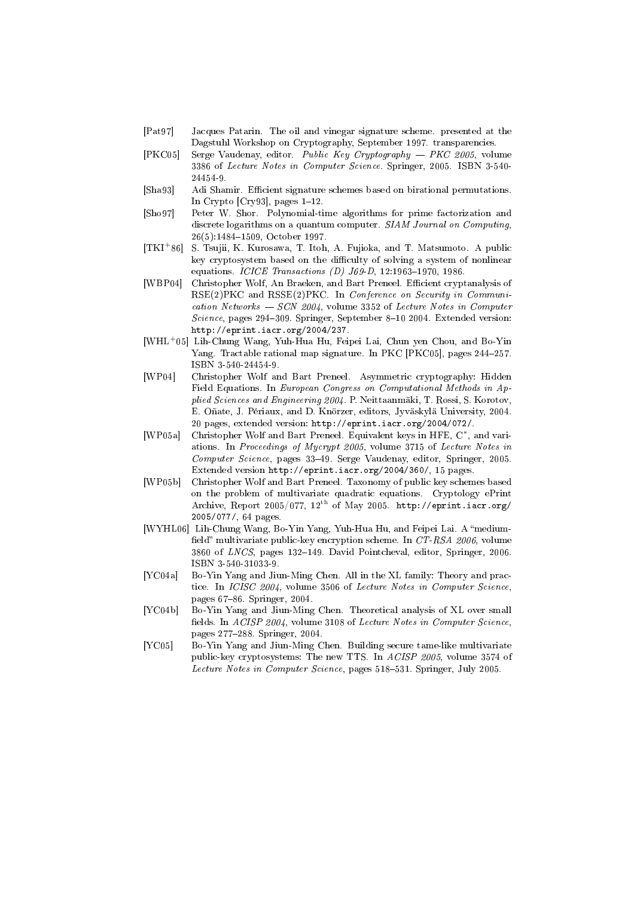[Pat97] Jacques Patarin. The oil and vinegar signature scheme. presented at the Dagstuhl Workshop on Cryptography, September 1997. transparencies.

[PKC05] Serge Vaudenay, editor. *Public Key Cryptography — PKC 2005*, volume 3386 of *Lecture Notes in Computer Science*. Springer, 2005. ISBN 3-540-24454-9.

[Sha93] Adi Shamir. Efficient signature schemes based on birational permutations. In Crypto [Cry93], pages 1–12.

[Sho97] Peter W. Shor. Polynomial-time algorithms for prime factorization and discrete logarithms on a quantum computer. *SIAM Journal on Computing*, 26(5):1484–1509, October 1997.

[TKI+86] S. Tsujii, K. Kurosawa, T. Itoh, A. Fujioka, and T. Matsumoto. A public key cryptosystem based on the difficulty of solving a system of nonlinear equations. *ICICE Transactions (D) J69-D*, 12:1963–1970, 1986.

[WBP04] Christopher Wolf, An Braeken, and Bart Preneel. Efficient cryptanalysis of RSE(2)PKC and RSSE(2)PKC. In *Conference on Security in Communication Networks — SCN 2004*, volume 3352 of *Lecture Notes in Computer Science*, pages 294–309. Springer, September 8–10 2004. Extended version: http://eprint.iacr.org/2004/237.

[WHL+05] Lih-Chung Wang, Yuh-Hua Hu, Feipei Lai, Chun yen Chou, and Bo-Yin Yang. Tractable rational map signature. In PKC [PKC05], pages 244–257. ISBN 3-540-24454-9.

[WP04] Christopher Wolf and Bart Preneel. Asymmetric cryptography: Hidden Field Equations. In *European Congress on Computational Methods in Applied Sciences and Engineering 2004*. P. Neittaanmäki, T. Rossi, S. Korotov, E. Oñate, J. Périaux, and D. Knörzer, editors, Jyväskylä University, 2004. 20 pages, extended version: http://eprint.iacr.org/2004/072/.

[WP05a] Christopher Wolf and Bart Preneel. Equivalent keys in HFE, $C^*$, and variations. In *Proceedings of Mycrypt 2005*, volume 3715 of *Lecture Notes in Computer Science*, pages 33–49. Serge Vaudenay, editor, Springer, 2005. Extended version http://eprint.iacr.org/2004/360/, 15 pages.

[WP05b] Christopher Wolf and Bart Preneel. Taxonomy of public key schemes based on the problem of multivariate quadratic equations. Cryptology ePrint Archive, Report 2005/077, $12^{th}$ of May 2005. http://eprint.iacr.org/2005/077/, 64 pages.

[WYHL06] Lih-Chung Wang, Bo-Yin Yang, Yuh-Hua Hu, and Feipei Lai. A "medium-field" multivariate public-key encryption scheme. In *CT-RSA 2006*, volume 3860 of *LNCS*, pages 132–149. David Pointcheval, editor, Springer, 2006. ISBN 3-540-31033-9.

[YC04a] Bo-Yin Yang and Jiun-Ming Chen. All in the XL family: Theory and practice. In *ICISC 2004*, volume 3506 of *Lecture Notes in Computer Science*, pages 67–86. Springer, 2004.

[YC04b] Bo-Yin Yang and Jiun-Ming Chen. Theoretical analysis of XL over small fields. In *ACISP 2004*, volume 3108 of *Lecture Notes in Computer Science*, pages 277–288. Springer, 2004.

[YC05] Bo-Yin Yang and Jiun-Ming Chen. Building secure tame-like multivariate public-key cryptosystems: The new TTS. In *ACISP 2005*, volume 3574 of *Lecture Notes in Computer Science*, pages 518–531. Springer, July 2005.